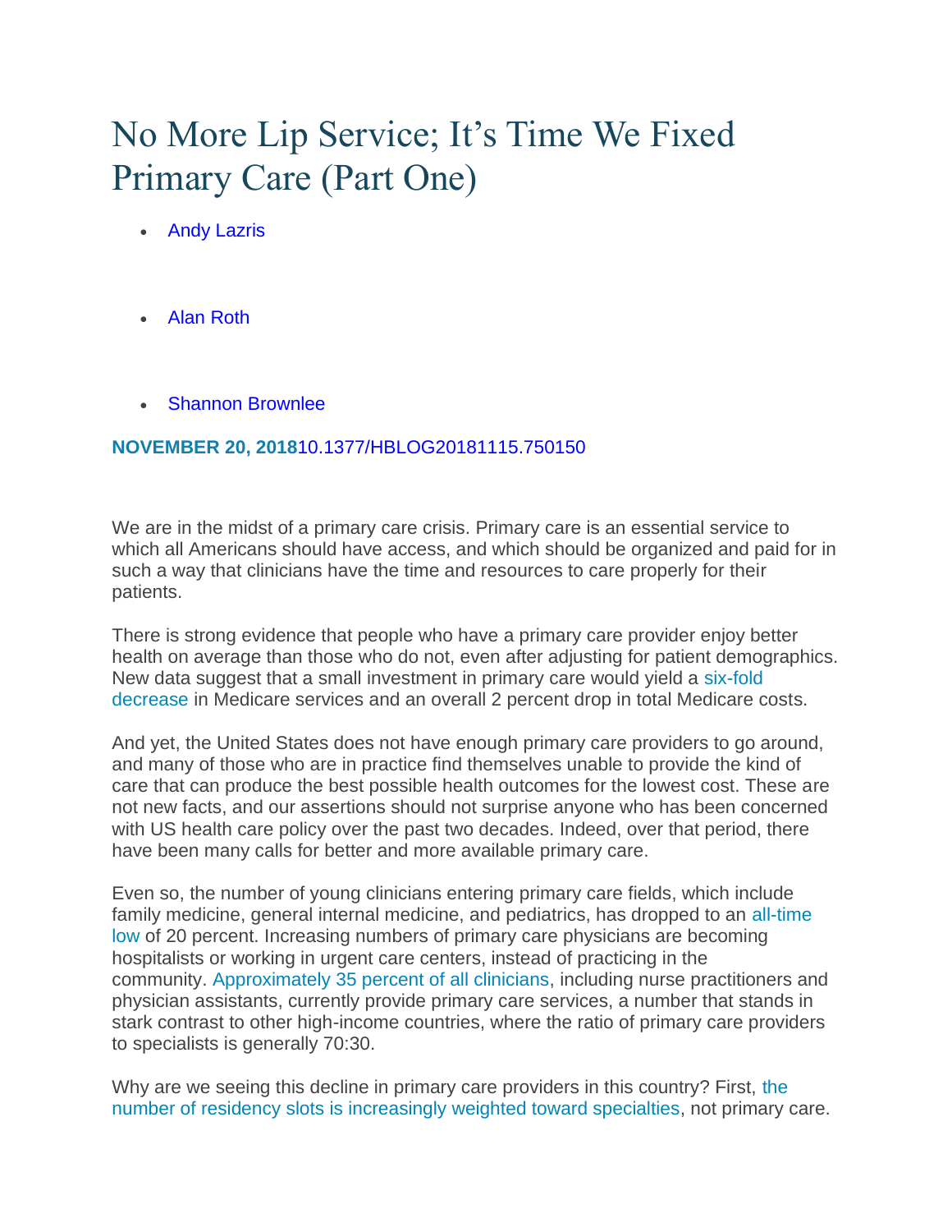# No More Lip Service; It's Time We Fixed Primary Care (Part One)

- Andy Lazris
- Alan Roth
- Shannon Brownlee

**NOVEMBER 20, 2018**10.1377/HBLOG20181115.750150

We are in the midst of a primary care crisis. Primary care is an essential service to which all Americans should have access, and which should be organized and paid for in such a way that clinicians have the time and resources to care properly for their patients.

There is strong evidence that people who have a primary care provider enjoy better health on average than those who do not, even after adjusting for patient demographics. New data suggest that a small investment in primary care would yield a six-fold decrease in Medicare services and an overall 2 percent drop in total Medicare costs.

And yet, the United States does not have enough primary care providers to go around, and many of those who are in practice find themselves unable to provide the kind of care that can produce the best possible health outcomes for the lowest cost. These are not new facts, and our assertions should not surprise anyone who has been concerned with US health care policy over the past two decades. Indeed, over that period, there have been many calls for better and more available primary care.

Even so, the number of young clinicians entering primary care fields, which include family medicine, general internal medicine, and pediatrics, has dropped to an all-time low of 20 percent. Increasing numbers of primary care physicians are becoming hospitalists or working in urgent care centers, instead of practicing in the community. Approximately 35 percent of all clinicians, including nurse practitioners and physician assistants, currently provide primary care services, a number that stands in stark contrast to other high-income countries, where the ratio of primary care providers to specialists is generally 70:30.

Why are we seeing this decline in primary care providers in this country? First, the number of residency slots is increasingly weighted toward specialties, not primary care.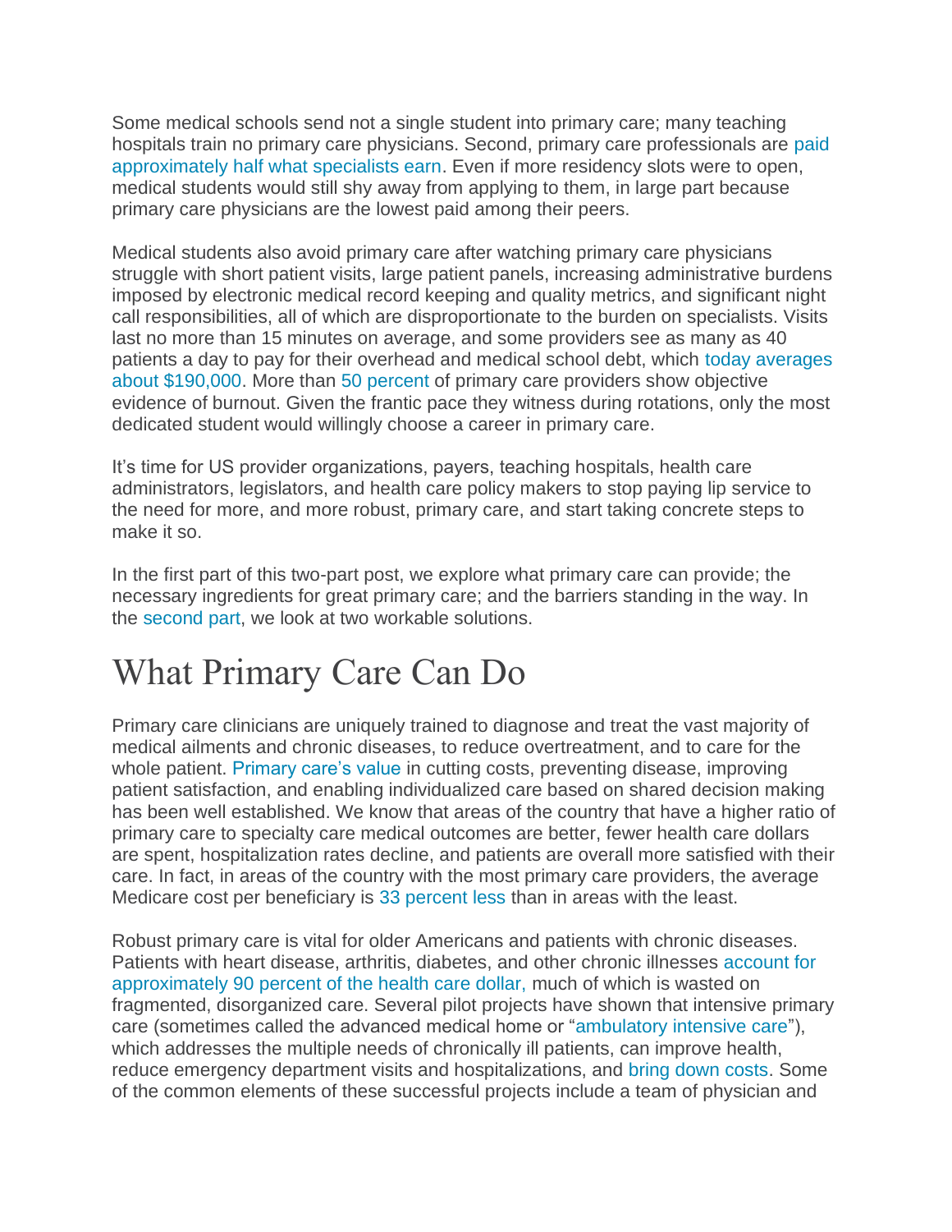Some medical schools send not a single student into primary care; many teaching hospitals train no primary care physicians. Second, primary care professionals are paid approximately half what specialists earn. Even if more residency slots were to open, medical students would still shy away from applying to them, in large part because primary care physicians are the lowest paid among their peers.

Medical students also avoid primary care after watching primary care physicians struggle with short patient visits, large patient panels, increasing administrative burdens imposed by electronic medical record keeping and quality metrics, and significant night call responsibilities, all of which are disproportionate to the burden on specialists. Visits last no more than 15 minutes on average, and some providers see as many as 40 patients a day to pay for their overhead and medical school debt, which today averages about $190,000. More than 50 percent of primary care providers show objective evidence of burnout. Given the frantic pace they witness during rotations, only the most dedicated student would willingly choose a career in primary care.

It's time for US provider organizations, payers, teaching hospitals, health care administrators, legislators, and health care policy makers to stop paying lip service to the need for more, and more robust, primary care, and start taking concrete steps to make it so.

In the first part of this two-part post, we explore what primary care can provide; the necessary ingredients for great primary care; and the barriers standing in the way. In the second part, we look at two workable solutions.

# What Primary Care Can Do

Primary care clinicians are uniquely trained to diagnose and treat the vast majority of medical ailments and chronic diseases, to reduce overtreatment, and to care for the whole patient. Primary care's value in cutting costs, preventing disease, improving patient satisfaction, and enabling individualized care based on shared decision making has been well established. We know that areas of the country that have a higher ratio of primary care to specialty care medical outcomes are better, fewer health care dollars are spent, hospitalization rates decline, and patients are overall more satisfied with their care. In fact, in areas of the country with the most primary care providers, the average Medicare cost per beneficiary is 33 percent less than in areas with the least.

Robust primary care is vital for older Americans and patients with chronic diseases. Patients with heart disease, arthritis, diabetes, and other chronic illnesses account for approximately 90 percent of the health care dollar, much of which is wasted on fragmented, disorganized care. Several pilot projects have shown that intensive primary care (sometimes called the advanced medical home or "ambulatory intensive care"), which addresses the multiple needs of chronically ill patients, can improve health, reduce emergency department visits and hospitalizations, and bring down costs. Some of the common elements of these successful projects include a team of physician and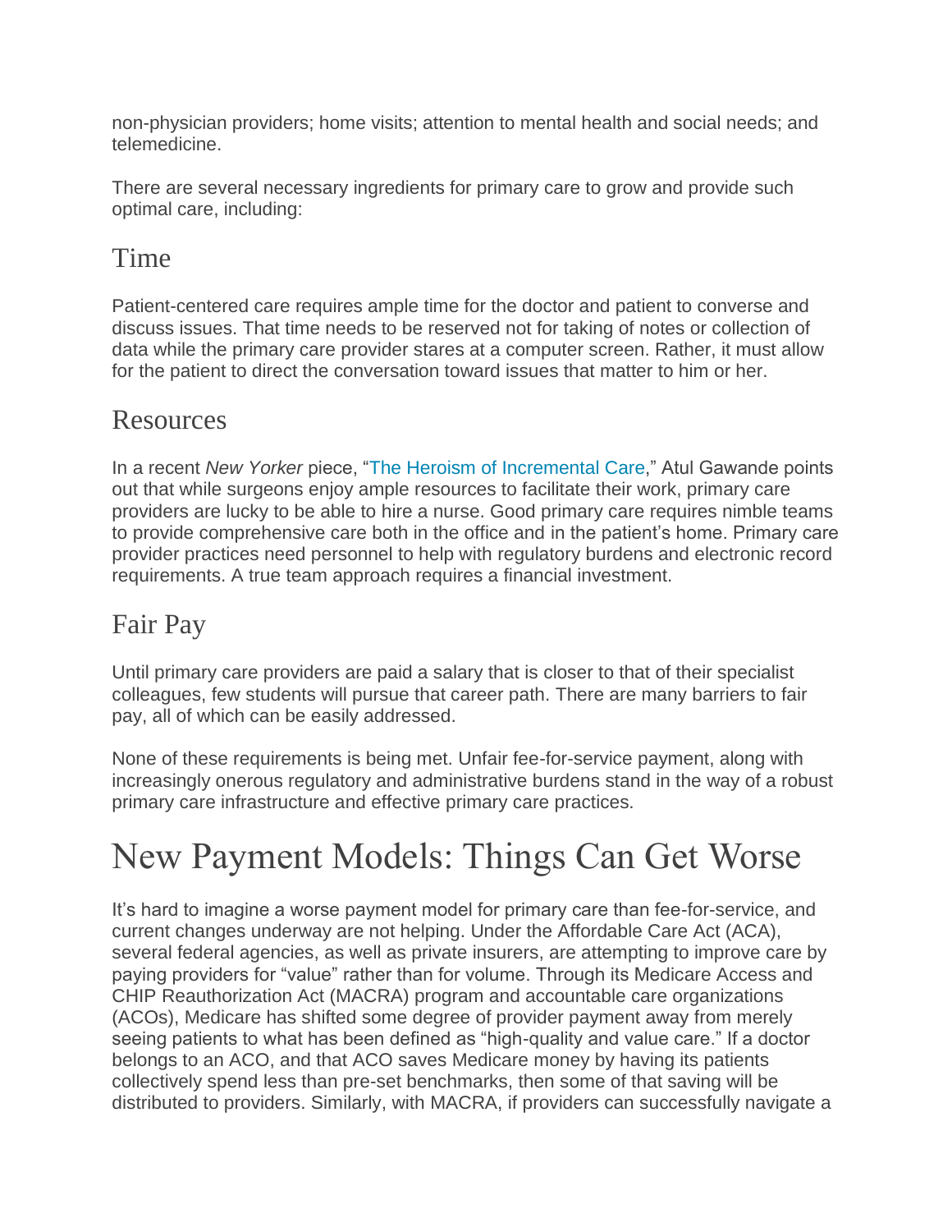non-physician providers; home visits; attention to mental health and social needs; and telemedicine.

There are several necessary ingredients for primary care to grow and provide such optimal care, including:

## Time

Patient-centered care requires ample time for the doctor and patient to converse and discuss issues. That time needs to be reserved not for taking of notes or collection of data while the primary care provider stares at a computer screen. Rather, it must allow for the patient to direct the conversation toward issues that matter to him or her.

## Resources

In a recent *New Yorker* piece, "The Heroism of Incremental Care," Atul Gawande points out that while surgeons enjoy ample resources to facilitate their work, primary care providers are lucky to be able to hire a nurse. Good primary care requires nimble teams to provide comprehensive care both in the office and in the patient's home. Primary care provider practices need personnel to help with regulatory burdens and electronic record requirements. A true team approach requires a financial investment.

## Fair Pay

Until primary care providers are paid a salary that is closer to that of their specialist colleagues, few students will pursue that career path. There are many barriers to fair pay, all of which can be easily addressed.

None of these requirements is being met. Unfair fee-for-service payment, along with increasingly onerous regulatory and administrative burdens stand in the way of a robust primary care infrastructure and effective primary care practices.

# New Payment Models: Things Can Get Worse

It's hard to imagine a worse payment model for primary care than fee-for-service, and current changes underway are not helping. Under the Affordable Care Act (ACA), several federal agencies, as well as private insurers, are attempting to improve care by paying providers for "value" rather than for volume. Through its Medicare Access and CHIP Reauthorization Act (MACRA) program and accountable care organizations (ACOs), Medicare has shifted some degree of provider payment away from merely seeing patients to what has been defined as "high-quality and value care." If a doctor belongs to an ACO, and that ACO saves Medicare money by having its patients collectively spend less than pre-set benchmarks, then some of that saving will be distributed to providers. Similarly, with MACRA, if providers can successfully navigate a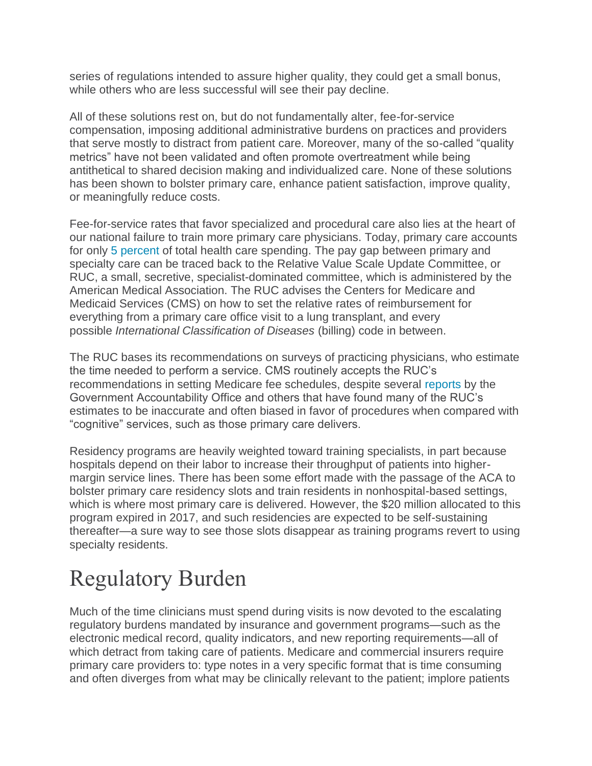series of regulations intended to assure higher quality, they could get a small bonus, while others who are less successful will see their pay decline.

All of these solutions rest on, but do not fundamentally alter, fee-for-service compensation, imposing additional administrative burdens on practices and providers that serve mostly to distract from patient care. Moreover, many of the so-called "quality metrics" have not been validated and often promote overtreatment while being antithetical to shared decision making and individualized care. None of these solutions has been shown to bolster primary care, enhance patient satisfaction, improve quality, or meaningfully reduce costs.

Fee-for-service rates that favor specialized and procedural care also lies at the heart of our national failure to train more primary care physicians. Today, primary care accounts for only 5 percent of total health care spending. The pay gap between primary and specialty care can be traced back to the Relative Value Scale Update Committee, or RUC, a small, secretive, specialist-dominated committee, which is administered by the American Medical Association. The RUC advises the Centers for Medicare and Medicaid Services (CMS) on how to set the relative rates of reimbursement for everything from a primary care office visit to a lung transplant, and every possible *International Classification of Diseases* (billing) code in between.

The RUC bases its recommendations on surveys of practicing physicians, who estimate the time needed to perform a service. CMS routinely accepts the RUC's recommendations in setting Medicare fee schedules, despite several reports by the Government Accountability Office and others that have found many of the RUC's estimates to be inaccurate and often biased in favor of procedures when compared with "cognitive" services, such as those primary care delivers.

Residency programs are heavily weighted toward training specialists, in part because hospitals depend on their labor to increase their throughput of patients into higher-margin service lines. There has been some effort made with the passage of the ACA to bolster primary care residency slots and train residents in nonhospital-based settings, which is where most primary care is delivered. However, the $20 million allocated to this program expired in 2017, and such residencies are expected to be self-sustaining thereafter—a sure way to see those slots disappear as training programs revert to using specialty residents.

# Regulatory Burden

Much of the time clinicians must spend during visits is now devoted to the escalating regulatory burdens mandated by insurance and government programs—such as the electronic medical record, quality indicators, and new reporting requirements—all of which detract from taking care of patients. Medicare and commercial insurers require primary care providers to: type notes in a very specific format that is time consuming and often diverges from what may be clinically relevant to the patient; implore patients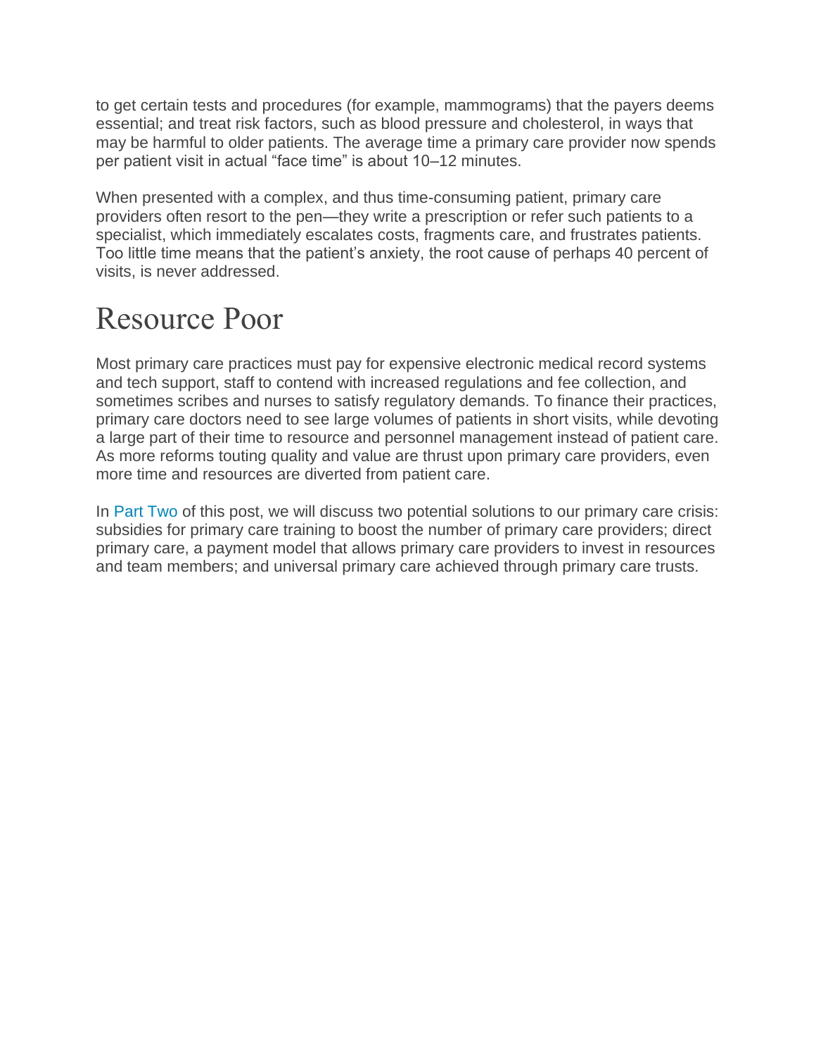to get certain tests and procedures (for example, mammograms) that the payers deems essential; and treat risk factors, such as blood pressure and cholesterol, in ways that may be harmful to older patients. The average time a primary care provider now spends per patient visit in actual “face time” is about 10–12 minutes.

When presented with a complex, and thus time-consuming patient, primary care providers often resort to the pen—they write a prescription or refer such patients to a specialist, which immediately escalates costs, fragments care, and frustrates patients. Too little time means that the patient’s anxiety, the root cause of perhaps 40 percent of visits, is never addressed.

## Resource Poor

Most primary care practices must pay for expensive electronic medical record systems and tech support, staff to contend with increased regulations and fee collection, and sometimes scribes and nurses to satisfy regulatory demands. To finance their practices, primary care doctors need to see large volumes of patients in short visits, while devoting a large part of their time to resource and personnel management instead of patient care. As more reforms touting quality and value are thrust upon primary care providers, even more time and resources are diverted from patient care.

In Part Two of this post, we will discuss two potential solutions to our primary care crisis: subsidies for primary care training to boost the number of primary care providers; direct primary care, a payment model that allows primary care providers to invest in resources and team members; and universal primary care achieved through primary care trusts.